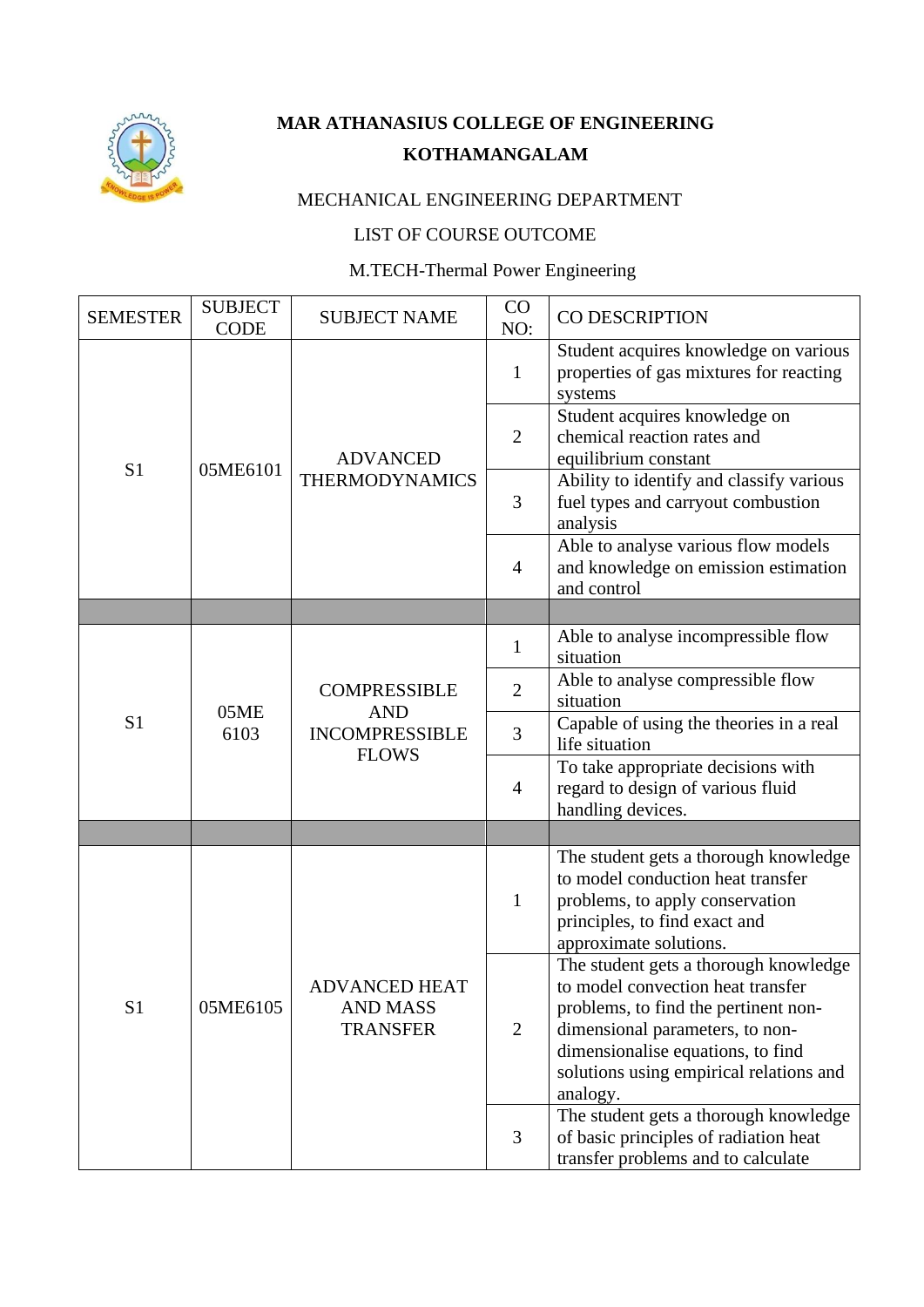**MAR ATHANASIUS COLLEGE OF ENGINEERING**

**KOTHAMANGALAM**

MECHANICAL ENGINEERING DEPARTMENT

LIST OF COURSE OUTCOME

M.TECH-Thermal Power Engineering

| SEMESTER | SUBJECT CODE | SUBJECT NAME | CO NO: | CO DESCRIPTION |
|---|---|---|---|---|
| S1 | 05ME6101 | ADVANCED THERMODYNAMICS | 1 | Student acquires knowledge on various properties of gas mixtures for reacting systems |
| | | | 2 | Student acquires knowledge on chemical reaction rates and equilibrium constant |
| | | | 3 | Ability to identify and classify various fuel types and carryout combustion analysis |
| | | | 4 | Able to analyse various flow models and knowledge on emission estimation and control |
| | | | | |
| S1 | 05ME 6103 | COMPRESSIBLE AND INCOMPRESSIBLE FLOWS | 1 | Able to analyse incompressible flow situation |
| | | | 2 | Able to analyse compressible flow situation |
| | | | 3 | Capable of using the theories in a real life situation |
| | | | 4 | To take appropriate decisions with regard to design of various fluid handling devices. |
| | | | | |
| S1 | 05ME6105 | ADVANCED HEAT AND MASS TRANSFER | 1 | The student gets a thorough knowledge to model conduction heat transfer problems, to apply conservation principles, to find exact and approximate solutions. |
| | | | 2 | The student gets a thorough knowledge to model convection heat transfer problems, to find the pertinent non-dimensional parameters, to non-dimensionalise equations, to find solutions using empirical relations and analogy. |
| | | | 3 | The student gets a thorough knowledge of basic principles of radiation heat transfer problems and to calculate |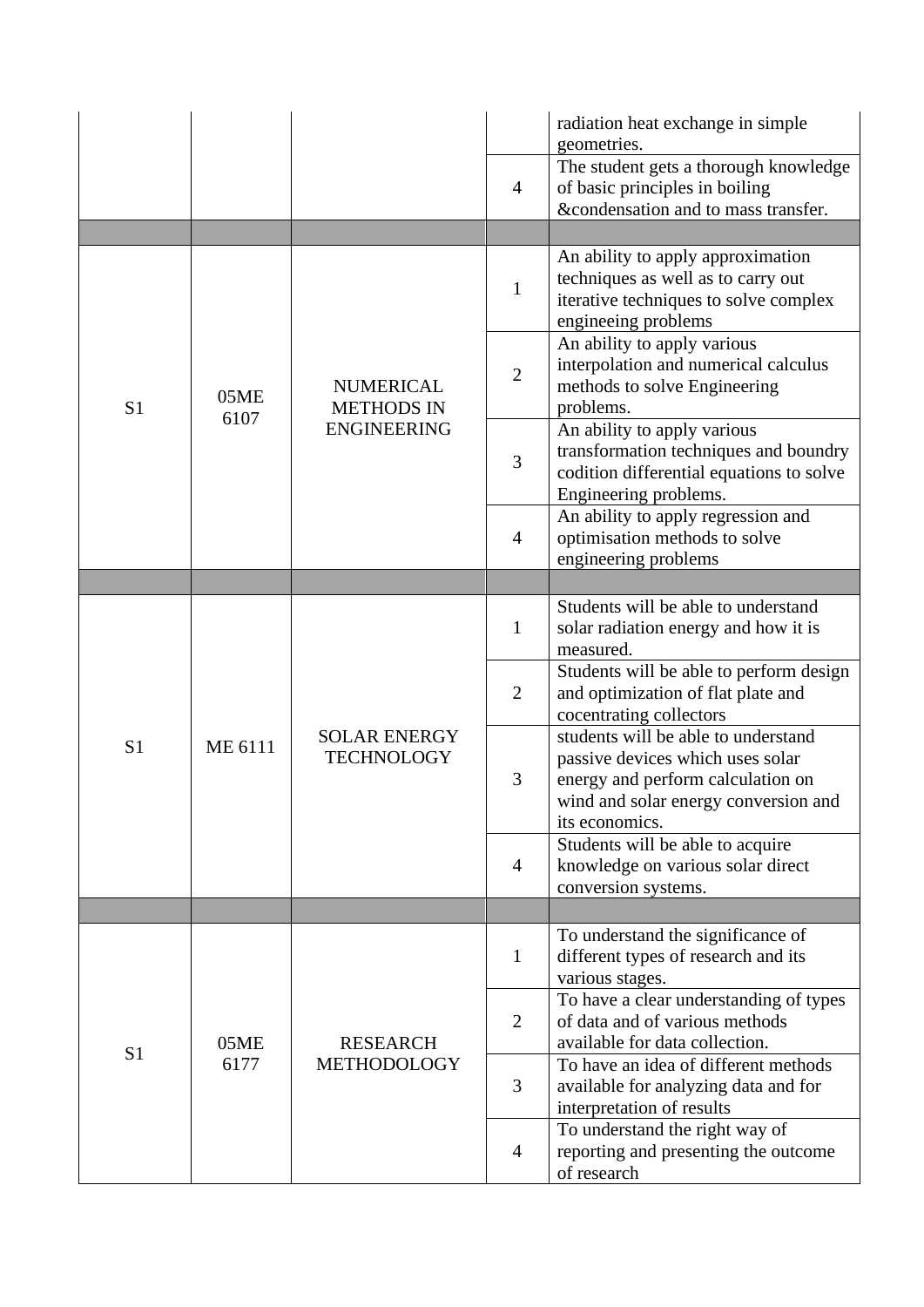| | | | | |
|---|---|---|---|---|
| | | | | radiation heat exchange in simple geometries. |
| | | | 4 | The student gets a thorough knowledge of basic principles in boiling &condensation and to mass transfer. |
| | | | | |
| S1 | 05ME 6107 | NUMERICAL METHODS IN ENGINEERING | 1 | An ability to apply approximation techniques as well as to carry out iterative techniques to solve complex engineeing problems |
| | | | 2 | An ability to apply various interpolation and numerical calculus methods to solve Engineering problems. |
| | | | 3 | An ability to apply various transformation techniques and boundry codition differential equations to solve Engineering problems. |
| | | | 4 | An ability to apply regression and optimisation methods to solve engineering problems |
| | | | | |
| S1 | ME 6111 | SOLAR ENERGY TECHNOLOGY | 1 | Students will be able to understand solar radiation energy and how it is measured. |
| | | | 2 | Students will be able to perform design and optimization of flat plate and cocentrating collectors |
| | | | 3 | students will be able to understand passive devices which uses solar energy and perform calculation on wind and solar energy conversion and its economics. |
| | | | 4 | Students will be able to acquire knowledge on various solar direct conversion systems. |
| | | | | |
| S1 | 05ME 6177 | RESEARCH METHODOLOGY | 1 | To understand the significance of different types of research and its various stages. |
| | | | 2 | To have a clear understanding of types of data and of various methods available for data collection. |
| | | | 3 | To have an idea of different methods available for analyzing data and for interpretation of results |
| | | | 4 | To understand the right way of reporting and presenting the outcome of research |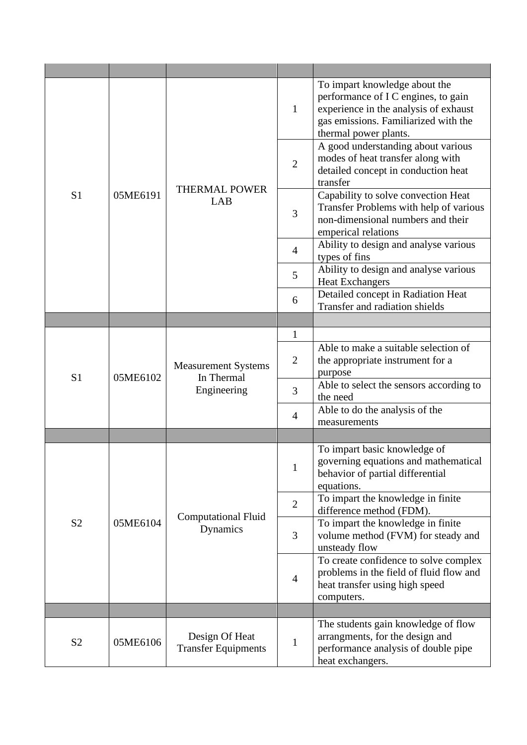| | | | | |
|---|---|---|---|---|
| S1 | 05ME6191 | THERMAL POWER LAB | 1 | To impart knowledge about the performance of I C engines, to gain experience in the analysis of exhaust gas emissions. Familiarized with the thermal power plants. |
| | | | 2 | A good understanding about various modes of heat transfer along with detailed concept in conduction heat transfer |
| | | | 3 | Capability to solve convection Heat Transfer Problems with help of various non-dimensional numbers and their emperical relations |
| | | | 4 | Ability to design and analyse various types of fins |
| | | | 5 | Ability to design and analyse various Heat Exchangers |
| | | | 6 | Detailed concept in Radiation Heat Transfer and radiation shields |
| | | | | |
| S1 | 05ME6102 | Measurement Systems In Thermal Engineering | 1 | |
| | | | 2 | Able to make a suitable selection of the appropriate instrument for a purpose |
| | | | 3 | Able to select the sensors according to the need |
| | | | 4 | Able to do the analysis of the measurements |
| | | | | |
| S2 | 05ME6104 | Computational Fluid Dynamics | 1 | To impart basic knowledge of governing equations and mathematical behavior of partial differential equations. |
| | | | 2 | To impart the knowledge in finite difference method (FDM). |
| | | | 3 | To impart the knowledge in finite volume method (FVM) for steady and unsteady flow |
| | | | 4 | To create confidence to solve complex problems in the field of fluid flow and heat transfer using high speed computers. |
| | | | | |
| S2 | 05ME6106 | Design Of Heat Transfer Equipments | 1 | The students gain knowledge of flow arrangments, for the design and performance analysis of double pipe heat exchangers. |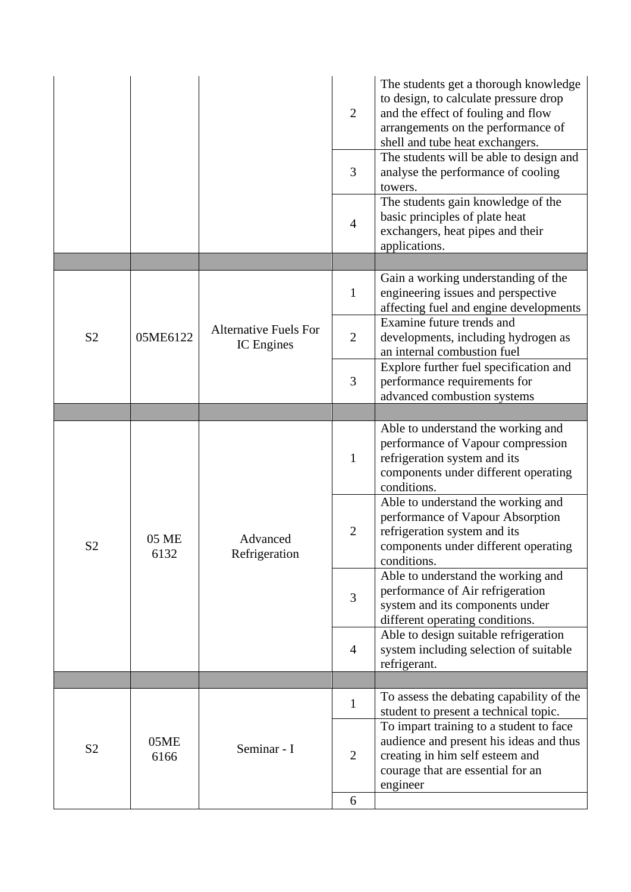| | | | | |
|---|---|---|---|---|
| | | | 2 | The students get a thorough knowledge to design, to calculate pressure drop and the effect of fouling and flow arrangements on the performance of shell and tube heat exchangers. |
| | | | 3 | The students will be able to design and analyse the performance of cooling towers. |
| | | | 4 | The students gain knowledge of the basic principles of plate heat exchangers, heat pipes and their applications. |
| | | | | |
| S2 | 05ME6122 | Alternative Fuels For IC Engines | 1 | Gain a working understanding of the engineering issues and perspective affecting fuel and engine developments |
| | | | 2 | Examine future trends and developments, including hydrogen as an internal combustion fuel |
| | | | 3 | Explore further fuel specification and performance requirements for advanced combustion systems |
| | | | | |
| S2 | 05 ME 6132 | Advanced Refrigeration | 1 | Able to understand the working and performance of Vapour compression refrigeration system and its components under different operating conditions. |
| | | | 2 | Able to understand the working and performance of Vapour Absorption refrigeration system and its components under different operating conditions. |
| | | | 3 | Able to understand the working and performance of Air refrigeration system and its components under different operating conditions. |
| | | | 4 | Able to design suitable refrigeration system including selection of suitable refrigerant. |
| | | | | |
| S2 | 05ME 6166 | Seminar - I | 1 | To assess the debating capability of the student to present a technical topic. |
| | | | 2 | To impart training to a student to face audience and present his ideas and thus creating in him self esteem and courage that are essential for an engineer |
| | | | 6 | |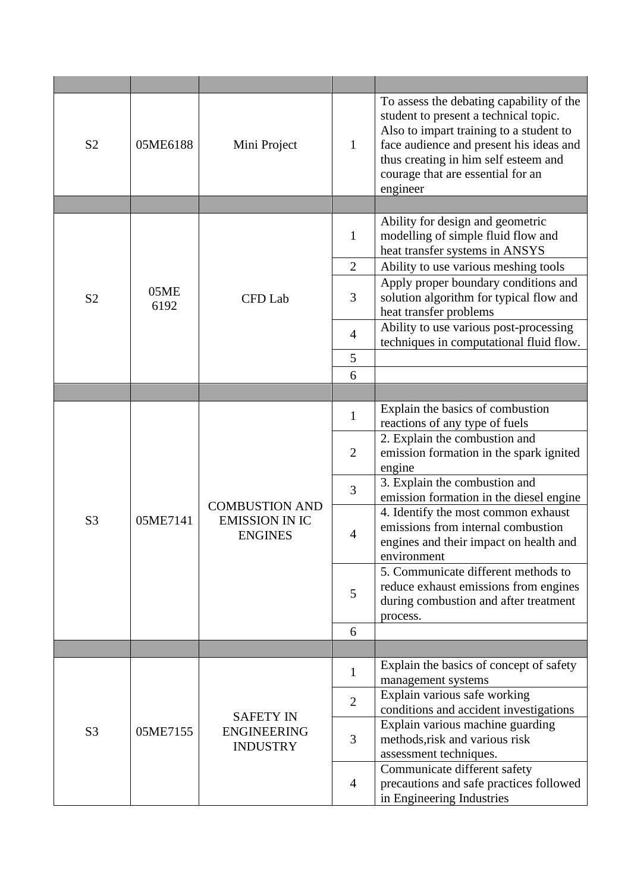| | | | | |
|---|---|---|---|---|
| S2 | 05ME6188 | Mini Project | 1 | To assess the debating capability of the student to present a technical topic. Also to impart training to a student to face audience and present his ideas and thus creating in him self esteem and courage that are essential for an engineer |
| | | | | |
| S2 | 05ME 6192 | CFD Lab | 1 | Ability for design and geometric modelling of simple fluid flow and heat transfer systems in ANSYS |
| | | | 2 | Ability to use various meshing tools |
| | | | 3 | Apply proper boundary conditions and solution algorithm for typical flow and heat transfer problems |
| | | | 4 | Ability to use various post-processing techniques in computational fluid flow. |
| | | | 5 | |
| | | | 6 | |
| | | | | |
| S3 | 05ME7141 | COMBUSTION AND EMISSION IN IC ENGINES | 1 | Explain the basics of combustion reactions of any type of fuels |
| | | | 2 | 2. Explain the combustion and emission formation in the spark ignited engine |
| | | | 3 | 3. Explain the combustion and emission formation in the diesel engine |
| | | | 4 | 4. Identify the most common exhaust emissions from internal combustion engines and their impact on health and environment |
| | | | 5 | 5. Communicate different methods to reduce exhaust emissions from engines during combustion and after treatment process. |
| | | | 6 | |
| | | | | |
| S3 | 05ME7155 | SAFETY IN ENGINEERING INDUSTRY | 1 | Explain the basics of concept of safety management systems |
| | | | 2 | Explain various safe working conditions and accident investigations |
| | | | 3 | Explain various machine guarding methods,risk and various risk assessment techniques. |
| | | | 4 | Communicate different safety precautions and safe practices followed in Engineering Industries |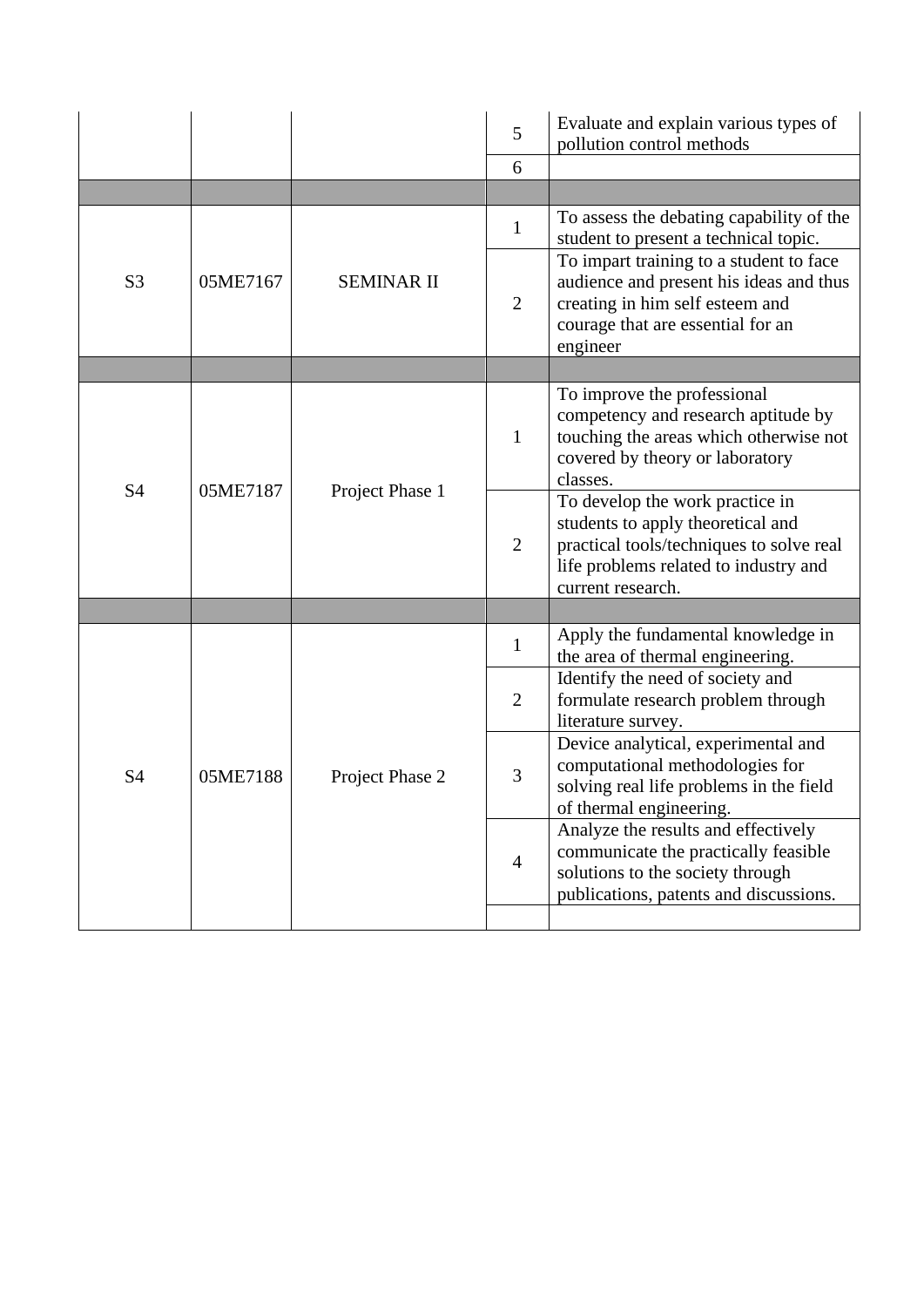| | | | | |
|---|---|---|---|---|
| | | | 5 | Evaluate and explain various types of pollution control methods |
| | | | 6 | |
| | | | | |
| S3 | 05ME7167 | SEMINAR II | 1 | To assess the debating capability of the student to present a technical topic. |
| | | | 2 | To impart training to a student to face audience and present his ideas and thus creating in him self esteem and courage that are essential for an engineer |
| | | | | |
| S4 | 05ME7187 | Project Phase 1 | 1 | To improve the professional competency and research aptitude by touching the areas which otherwise not covered by theory or laboratory classes. |
| | | | 2 | To develop the work practice in students to apply theoretical and practical tools/techniques to solve real life problems related to industry and current research. |
| | | | | |
| S4 | 05ME7188 | Project Phase 2 | 1 | Apply the fundamental knowledge in the area of thermal engineering. |
| | | | 2 | Identify the need of society and formulate research problem through literature survey. |
| | | | 3 | Device analytical, experimental and computational methodologies for solving real life problems in the field of thermal engineering. |
| | | | 4 | Analyze the results and effectively communicate the practically feasible solutions to the society through publications, patents and discussions. |
| | | | | |